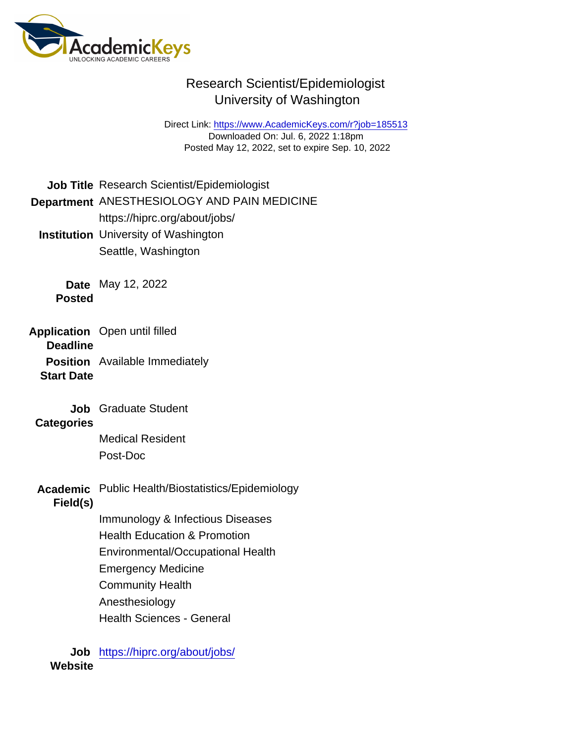# Research Scientist/Epidemiologist
## University of Washington

Direct Link: https://www.AcademicKeys.com/r?job=185513
Downloaded On: Jul. 6, 2022 1:18pm
Posted May 12, 2022, set to expire Sep. 10, 2022

**Job Title** Research Scientist/Epidemiologist

**Department** ANESTHESIOLOGY AND PAIN MEDICINE
https://hiprc.org/about/jobs/

**Institution** University of Washington
Seattle, Washington

**Date Posted** May 12, 2022

**Application Deadline** Open until filled

**Position Start Date** Available Immediately

**Job Categories** Graduate Student
Medical Resident
Post-Doc

**Academic Field(s)** Public Health/Biostatistics/Epidemiology
Immunology & Infectious Diseases
Health Education & Promotion
Environmental/Occupational Health
Emergency Medicine
Community Health
Anesthesiology
Health Sciences - General

**Job Website** https://hiprc.org/about/jobs/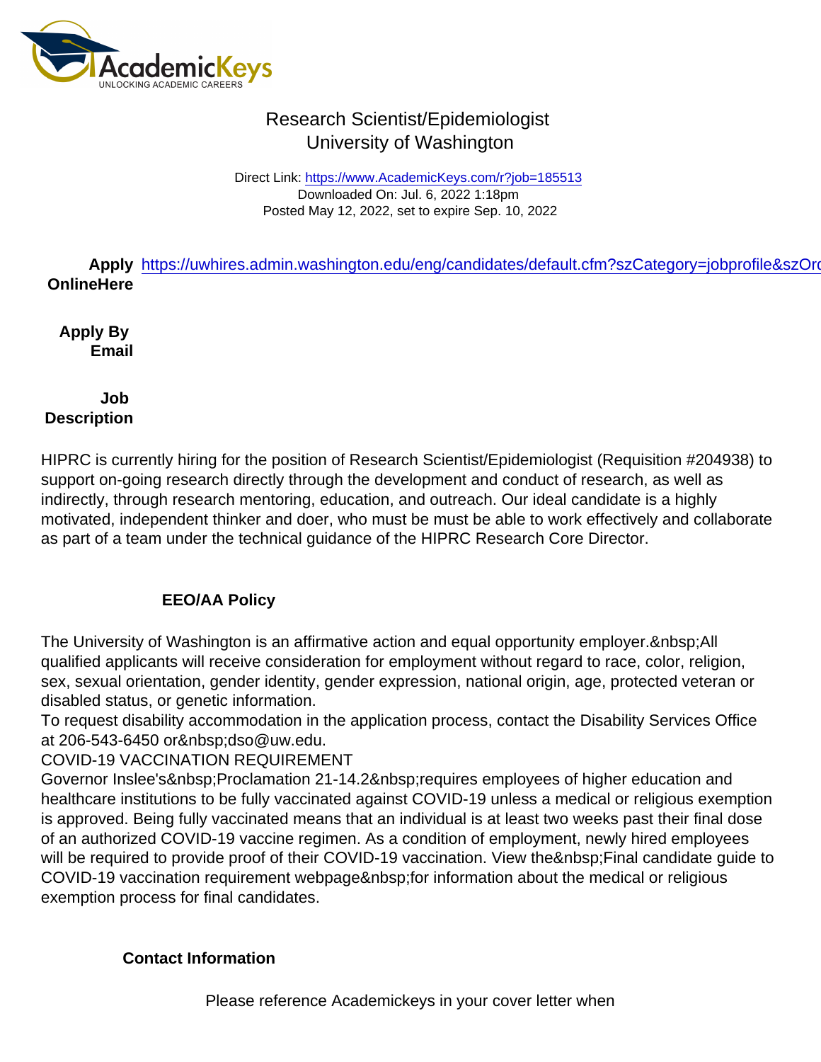# Research Scientist/Epidemiologist
# University of Washington

Direct Link: https://www.AcademicKeys.com/r?job=185513
Downloaded On: Jul. 6, 2022 1:18pm
Posted May 12, 2022, set to expire Sep. 10, 2022

**Apply OnlineHere** https://uwhires.admin.washington.edu/eng/candidates/default.cfm?szCategory=jobprofile&szOrc

**Apply By Email**

**Job Description**

HIPRC is currently hiring for the position of Research Scientist/Epidemiologist (Requisition #204938) to support on-going research directly through the development and conduct of research, as well as indirectly, through research mentoring, education, and outreach. Our ideal candidate is a highly motivated, independent thinker and doer, who must be must be able to work effectively and collaborate as part of a team under the technical guidance of the HIPRC Research Core Director.

**EEO/AA Policy**

The University of Washington is an affirmative action and equal opportunity employer.&nbsp;All qualified applicants will receive consideration for employment without regard to race, color, religion, sex, sexual orientation, gender identity, gender expression, national origin, age, protected veteran or disabled status, or genetic information.
To request disability accommodation in the application process, contact the Disability Services Office at 206-543-6450 or&nbsp;dso@uw.edu.
COVID-19 VACCINATION REQUIREMENT
Governor Inslee's&nbsp;Proclamation 21-14.2&nbsp;requires employees of higher education and healthcare institutions to be fully vaccinated against COVID-19 unless a medical or religious exemption is approved. Being fully vaccinated means that an individual is at least two weeks past their final dose of an authorized COVID-19 vaccine regimen. As a condition of employment, newly hired employees will be required to provide proof of their COVID-19 vaccination. View the&nbsp;Final candidate guide to COVID-19 vaccination requirement webpage&nbsp;for information about the medical or religious exemption process for final candidates.

**Contact Information**

Please reference Academickeys in your cover letter when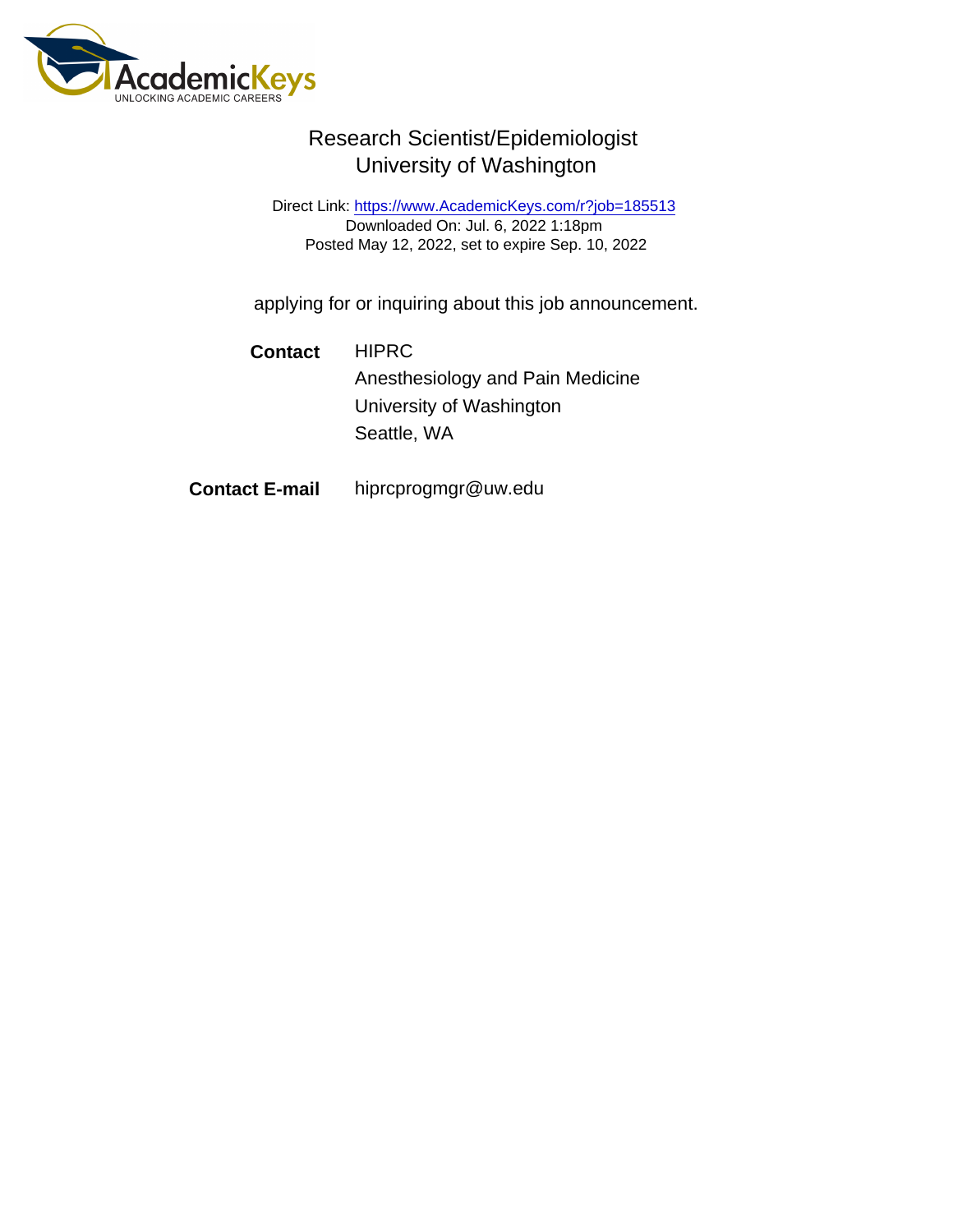# Research Scientist/Epidemiologist
## University of Washington

Direct Link: https://www.AcademicKeys.com/r?job=185513
Downloaded On: Jul. 6, 2022 1:18pm
Posted May 12, 2022, set to expire Sep. 10, 2022

applying for or inquiring about this job announcement.

| | |
|---|---|
| **Contact** | HIPRC<br>Anesthesiology and Pain Medicine<br>University of Washington<br>Seattle, WA |
| **Contact E-mail** | hiprcprogmgr@uw.edu |